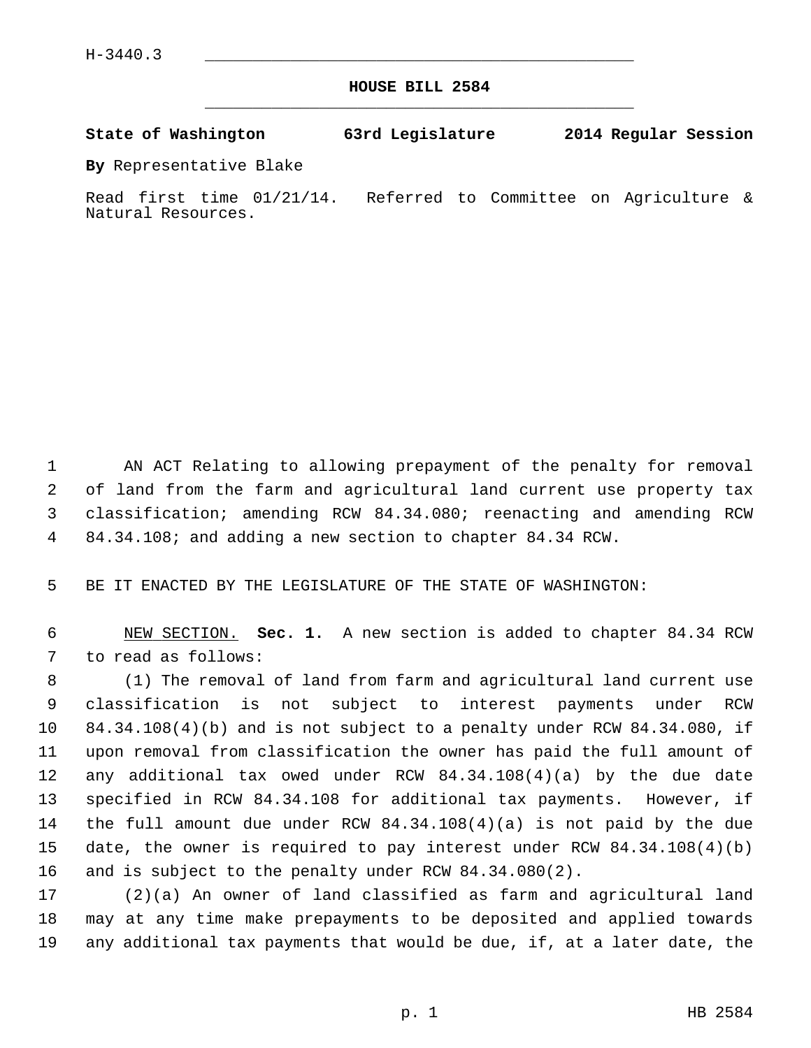H-3440.3

# HOUSE BILL 2584

**State of Washington 63rd Legislature 2014 Regular Session**

**By** Representative Blake

Read first time 01/21/14. Referred to Committee on Agriculture & Natural Resources.

AN ACT Relating to allowing prepayment of the penalty for removal of land from the farm and agricultural land current use property tax classification; amending RCW 84.34.080; reenacting and amending RCW 84.34.108; and adding a new section to chapter 84.34 RCW.

BE IT ENACTED BY THE LEGISLATURE OF THE STATE OF WASHINGTON:

NEW SECTION. **Sec. 1.** A new section is added to chapter 84.34 RCW to read as follows:

(1) The removal of land from farm and agricultural land current use classification is not subject to interest payments under RCW 84.34.108(4)(b) and is not subject to a penalty under RCW 84.34.080, if upon removal from classification the owner has paid the full amount of any additional tax owed under RCW 84.34.108(4)(a) by the due date specified in RCW 84.34.108 for additional tax payments. However, if the full amount due under RCW 84.34.108(4)(a) is not paid by the due date, the owner is required to pay interest under RCW 84.34.108(4)(b) and is subject to the penalty under RCW 84.34.080(2).

(2)(a) An owner of land classified as farm and agricultural land may at any time make prepayments to be deposited and applied towards any additional tax payments that would be due, if, at a later date, the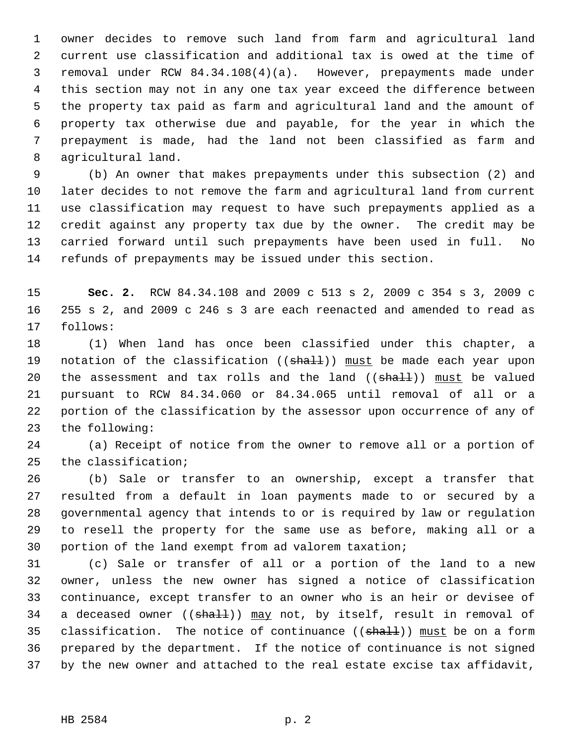owner decides to remove such land from farm and agricultural land current use classification and additional tax is owed at the time of removal under RCW 84.34.108(4)(a). However, prepayments made under this section may not in any one tax year exceed the difference between the property tax paid as farm and agricultural land and the amount of property tax otherwise due and payable, for the year in which the prepayment is made, had the land not been classified as farm and agricultural land.

(b) An owner that makes prepayments under this subsection (2) and later decides to not remove the farm and agricultural land from current use classification may request to have such prepayments applied as a credit against any property tax due by the owner. The credit may be carried forward until such prepayments have been used in full. No refunds of prepayments may be issued under this section.

**Sec. 2.** RCW 84.34.108 and 2009 c 513 s 2, 2009 c 354 s 3, 2009 c 255 s 2, and 2009 c 246 s 3 are each reenacted and amended to read as follows:

(1) When land has once been classified under this chapter, a notation of the classification ((~~shall~~)) <u>must</u> be made each year upon the assessment and tax rolls and the land ((~~shall~~)) <u>must</u> be valued pursuant to RCW 84.34.060 or 84.34.065 until removal of all or a portion of the classification by the assessor upon occurrence of any of the following:

(a) Receipt of notice from the owner to remove all or a portion of the classification;

(b) Sale or transfer to an ownership, except a transfer that resulted from a default in loan payments made to or secured by a governmental agency that intends to or is required by law or regulation to resell the property for the same use as before, making all or a portion of the land exempt from ad valorem taxation;

(c) Sale or transfer of all or a portion of the land to a new owner, unless the new owner has signed a notice of classification continuance, except transfer to an owner who is an heir or devisee of a deceased owner ((~~shall~~)) <u>may</u> not, by itself, result in removal of classification. The notice of continuance ((~~shall~~)) <u>must</u> be on a form prepared by the department. If the notice of continuance is not signed by the new owner and attached to the real estate excise tax affidavit,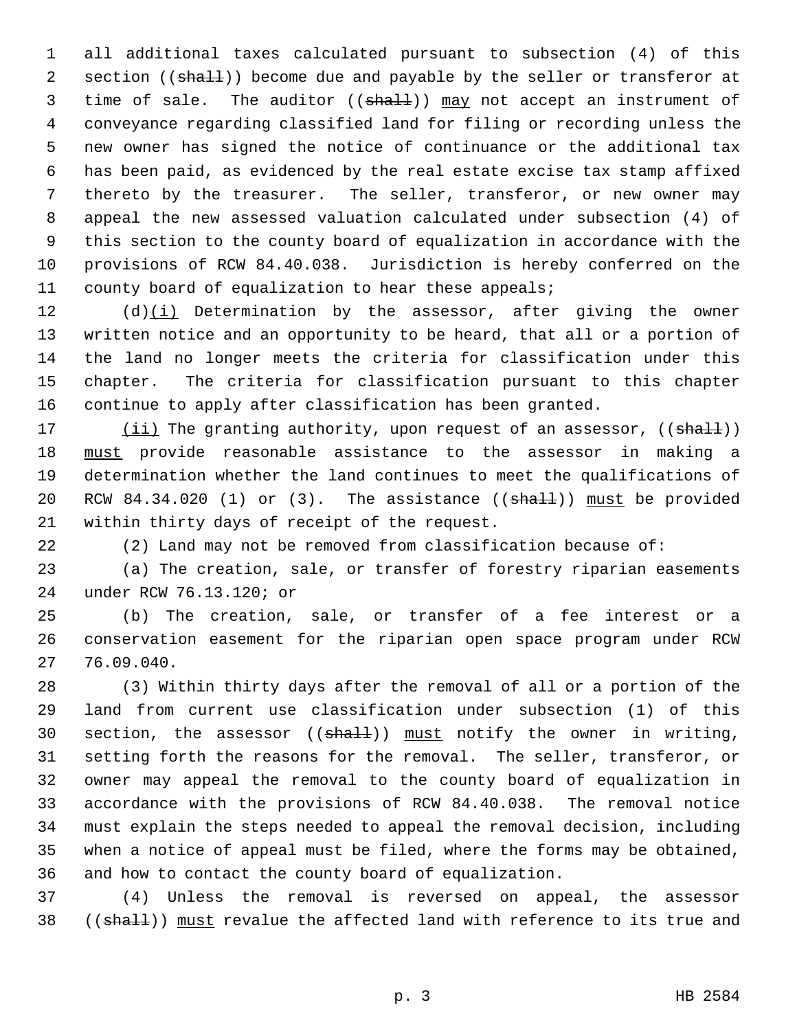all additional taxes calculated pursuant to subsection (4) of this section ((~~shall~~)) become due and payable by the seller or transferor at time of sale. The auditor ((~~shall~~)) <u>may</u> not accept an instrument of conveyance regarding classified land for filing or recording unless the new owner has signed the notice of continuance or the additional tax has been paid, as evidenced by the real estate excise tax stamp affixed thereto by the treasurer. The seller, transferor, or new owner may appeal the new assessed valuation calculated under subsection (4) of this section to the county board of equalization in accordance with the provisions of RCW 84.40.038. Jurisdiction is hereby conferred on the county board of equalization to hear these appeals;

(d)<u>(i)</u> Determination by the assessor, after giving the owner written notice and an opportunity to be heard, that all or a portion of the land no longer meets the criteria for classification under this chapter. The criteria for classification pursuant to this chapter continue to apply after classification has been granted.

<u>(ii)</u> The granting authority, upon request of an assessor, ((~~shall~~)) <u>must</u> provide reasonable assistance to the assessor in making a determination whether the land continues to meet the qualifications of RCW 84.34.020 (1) or (3). The assistance ((~~shall~~)) <u>must</u> be provided within thirty days of receipt of the request.

(2) Land may not be removed from classification because of:

(a) The creation, sale, or transfer of forestry riparian easements under RCW 76.13.120; or

(b) The creation, sale, or transfer of a fee interest or a conservation easement for the riparian open space program under RCW 76.09.040.

(3) Within thirty days after the removal of all or a portion of the land from current use classification under subsection (1) of this section, the assessor ((~~shall~~)) <u>must</u> notify the owner in writing, setting forth the reasons for the removal. The seller, transferor, or owner may appeal the removal to the county board of equalization in accordance with the provisions of RCW 84.40.038. The removal notice must explain the steps needed to appeal the removal decision, including when a notice of appeal must be filed, where the forms may be obtained, and how to contact the county board of equalization.

(4) Unless the removal is reversed on appeal, the assessor ((~~shall~~)) <u>must</u> revalue the affected land with reference to its true and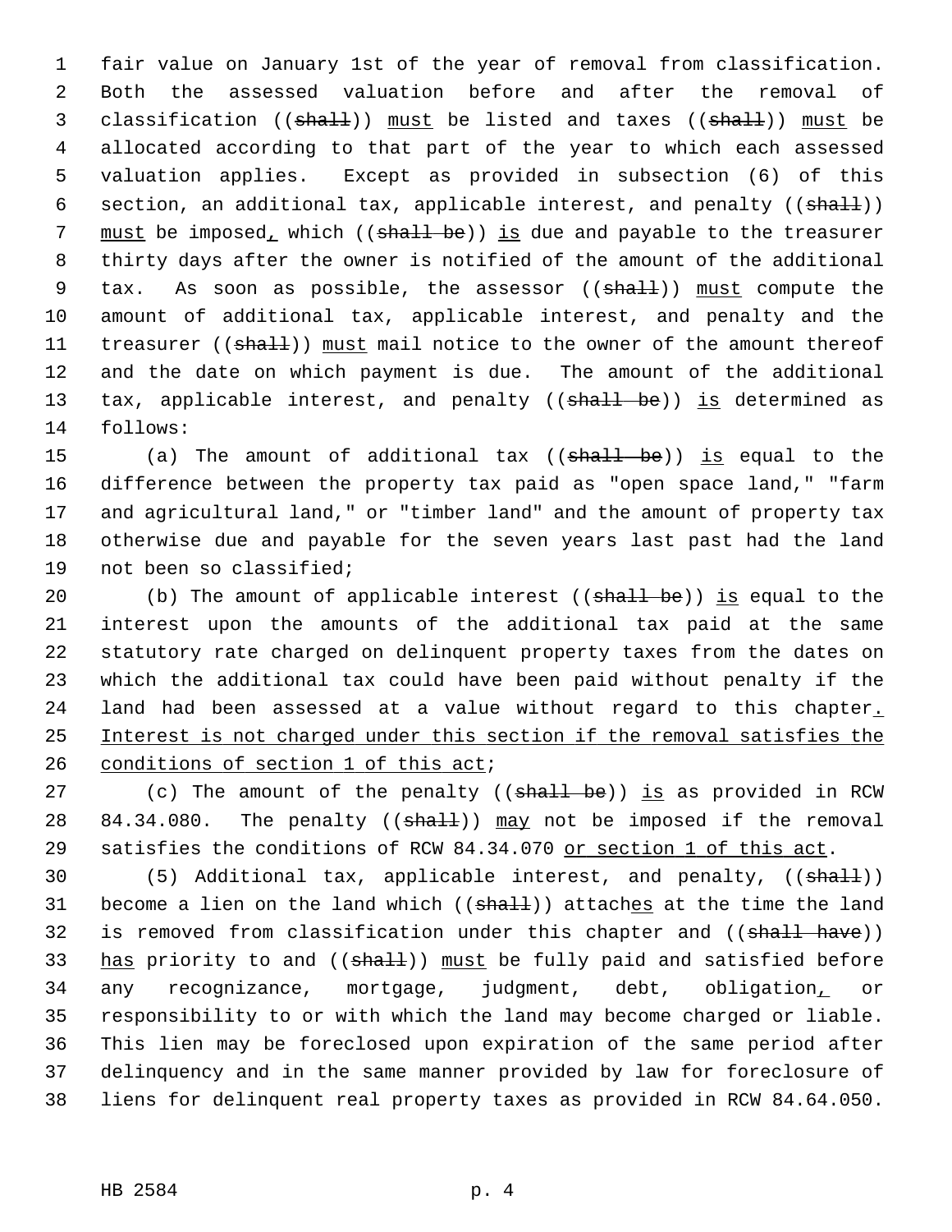fair value on January 1st of the year of removal from classification. Both the assessed valuation before and after the removal of classification ((~~shall~~)) <u>must</u> be listed and taxes ((~~shall~~)) <u>must</u> be allocated according to that part of the year to which each assessed valuation applies. Except as provided in subsection (6) of this section, an additional tax, applicable interest, and penalty ((~~shall~~)) <u>must</u> be imposed<u>,</u> which ((~~shall be~~)) <u>is</u> due and payable to the treasurer thirty days after the owner is notified of the amount of the additional tax. As soon as possible, the assessor ((~~shall~~)) <u>must</u> compute the amount of additional tax, applicable interest, and penalty and the treasurer ((~~shall~~)) <u>must</u> mail notice to the owner of the amount thereof and the date on which payment is due. The amount of the additional tax, applicable interest, and penalty ((~~shall be~~)) <u>is</u> determined as follows:

(a) The amount of additional tax ((~~shall be~~)) <u>is</u> equal to the difference between the property tax paid as "open space land," "farm and agricultural land," or "timber land" and the amount of property tax otherwise due and payable for the seven years last past had the land not been so classified;

(b) The amount of applicable interest ((~~shall be~~)) <u>is</u> equal to the interest upon the amounts of the additional tax paid at the same statutory rate charged on delinquent property taxes from the dates on which the additional tax could have been paid without penalty if the land had been assessed at a value without regard to this chapter<u>. Interest is not charged under this section if the removal satisfies the conditions of section 1 of this act</u>;

(c) The amount of the penalty ((~~shall be~~)) <u>is</u> as provided in RCW 84.34.080. The penalty ((~~shall~~)) <u>may</u> not be imposed if the removal satisfies the conditions of RCW 84.34.070 <u>or section 1 of this act</u>.

(5) Additional tax, applicable interest, and penalty, ((~~shall~~)) become a lien on the land which ((~~shall~~)) attach<u>es</u> at the time the land is removed from classification under this chapter and ((~~shall have~~)) <u>has</u> priority to and ((~~shall~~)) <u>must</u> be fully paid and satisfied before any recognizance, mortgage, judgment, debt, obligation<u>,</u> or responsibility to or with which the land may become charged or liable. This lien may be foreclosed upon expiration of the same period after delinquency and in the same manner provided by law for foreclosure of liens for delinquent real property taxes as provided in RCW 84.64.050.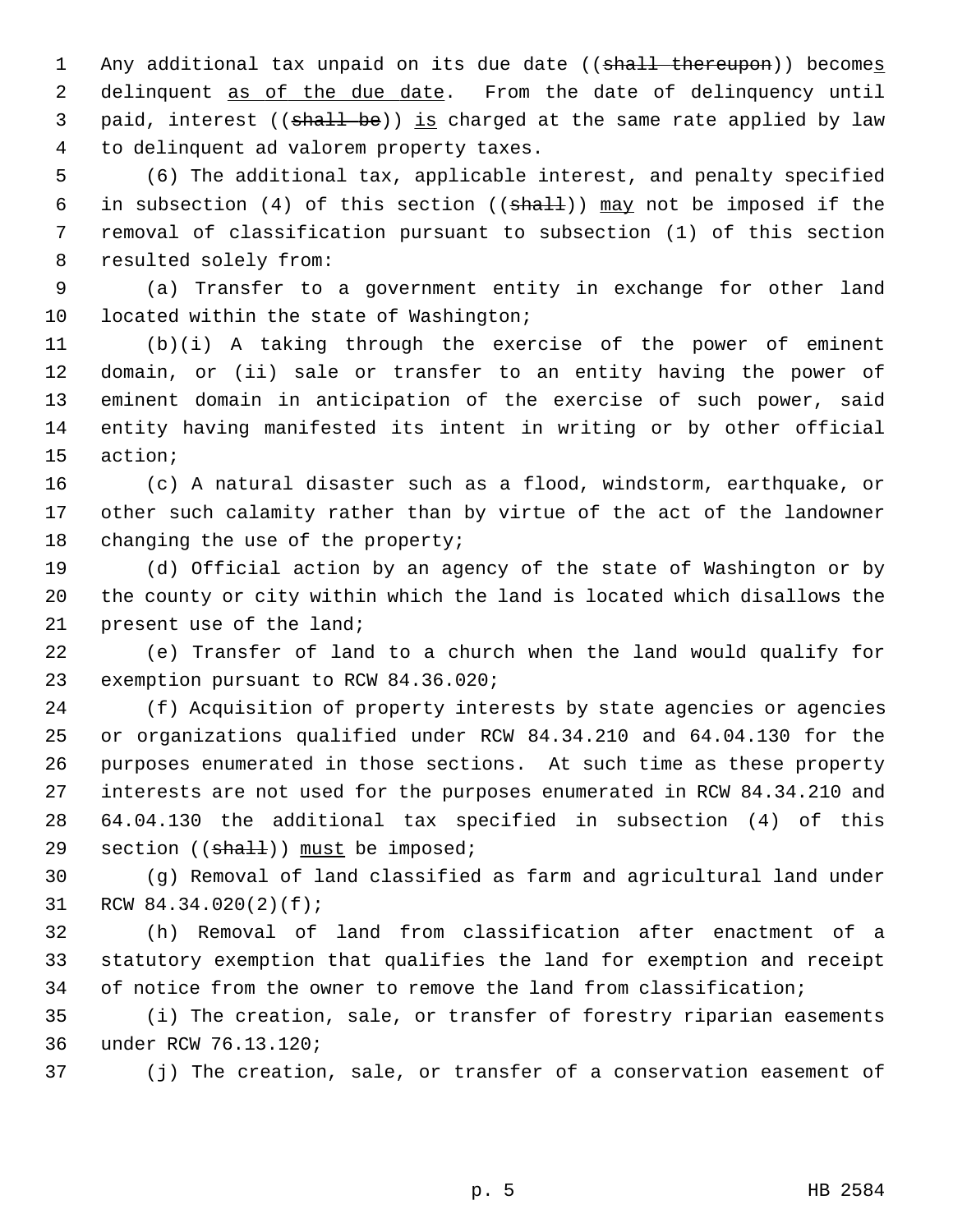Any additional tax unpaid on its due date ((~~shall thereupon~~)) become<u>s</u> delinquent <u>as of the due date</u>. From the date of delinquency until paid, interest ((~~shall be~~)) <u>is</u> charged at the same rate applied by law to delinquent ad valorem property taxes.

(6) The additional tax, applicable interest, and penalty specified in subsection (4) of this section ((~~shall~~)) <u>may</u> not be imposed if the removal of classification pursuant to subsection (1) of this section resulted solely from:

(a) Transfer to a government entity in exchange for other land located within the state of Washington;

(b)(i) A taking through the exercise of the power of eminent domain, or (ii) sale or transfer to an entity having the power of eminent domain in anticipation of the exercise of such power, said entity having manifested its intent in writing or by other official action;

(c) A natural disaster such as a flood, windstorm, earthquake, or other such calamity rather than by virtue of the act of the landowner changing the use of the property;

(d) Official action by an agency of the state of Washington or by the county or city within which the land is located which disallows the present use of the land;

(e) Transfer of land to a church when the land would qualify for exemption pursuant to RCW 84.36.020;

(f) Acquisition of property interests by state agencies or agencies or organizations qualified under RCW 84.34.210 and 64.04.130 for the purposes enumerated in those sections. At such time as these property interests are not used for the purposes enumerated in RCW 84.34.210 and 64.04.130 the additional tax specified in subsection (4) of this section ((~~shall~~)) <u>must</u> be imposed;

(g) Removal of land classified as farm and agricultural land under RCW 84.34.020(2)(f);

(h) Removal of land from classification after enactment of a statutory exemption that qualifies the land for exemption and receipt of notice from the owner to remove the land from classification;

(i) The creation, sale, or transfer of forestry riparian easements under RCW 76.13.120;

(j) The creation, sale, or transfer of a conservation easement of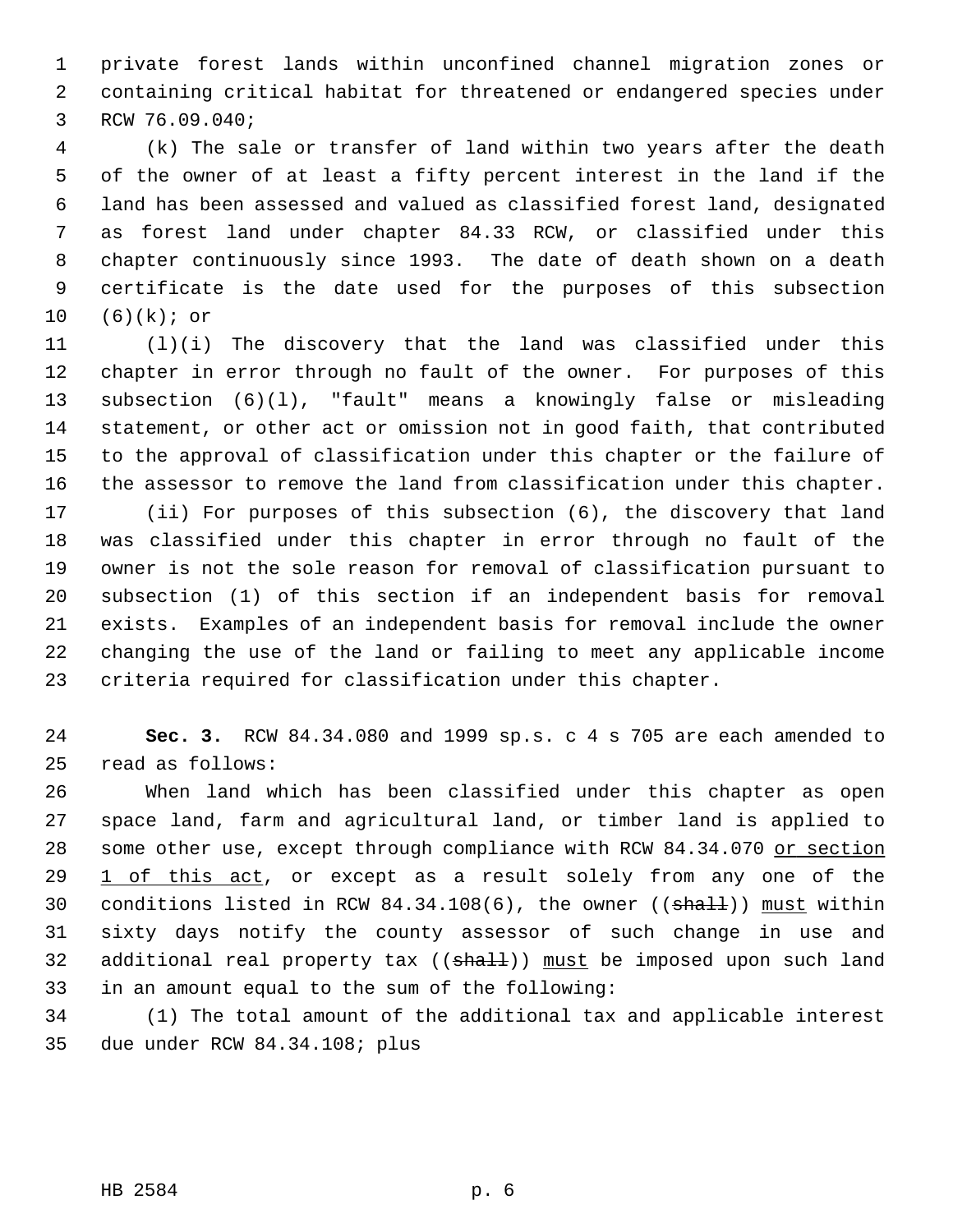private forest lands within unconfined channel migration zones or containing critical habitat for threatened or endangered species under RCW 76.09.040;

(k) The sale or transfer of land within two years after the death of the owner of at least a fifty percent interest in the land if the land has been assessed and valued as classified forest land, designated as forest land under chapter 84.33 RCW, or classified under this chapter continuously since 1993. The date of death shown on a death certificate is the date used for the purposes of this subsection (6)(k); or

(l)(i) The discovery that the land was classified under this chapter in error through no fault of the owner. For purposes of this subsection (6)(l), "fault" means a knowingly false or misleading statement, or other act or omission not in good faith, that contributed to the approval of classification under this chapter or the failure of the assessor to remove the land from classification under this chapter.

(ii) For purposes of this subsection (6), the discovery that land was classified under this chapter in error through no fault of the owner is not the sole reason for removal of classification pursuant to subsection (1) of this section if an independent basis for removal exists. Examples of an independent basis for removal include the owner changing the use of the land or failing to meet any applicable income criteria required for classification under this chapter.

**Sec. 3.** RCW 84.34.080 and 1999 sp.s. c 4 s 705 are each amended to read as follows:

When land which has been classified under this chapter as open space land, farm and agricultural land, or timber land is applied to some other use, except through compliance with RCW 84.34.070 <u>or section 1 of this act</u>, or except as a result solely from any one of the conditions listed in RCW 84.34.108(6), the owner ((~~shall~~)) <u>must</u> within sixty days notify the county assessor of such change in use and additional real property tax ((~~shall~~)) <u>must</u> be imposed upon such land in an amount equal to the sum of the following:

(1) The total amount of the additional tax and applicable interest due under RCW 84.34.108; plus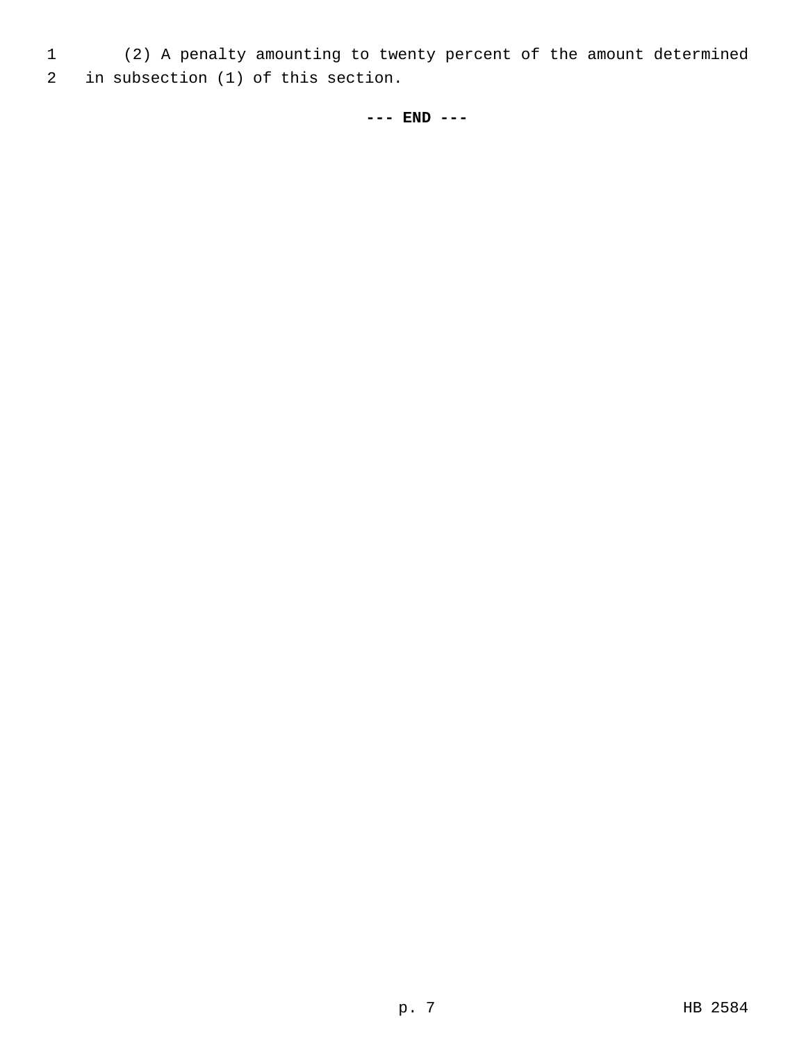(2) A penalty amounting to twenty percent of the amount determined in subsection (1) of this section.

**--- END ---**